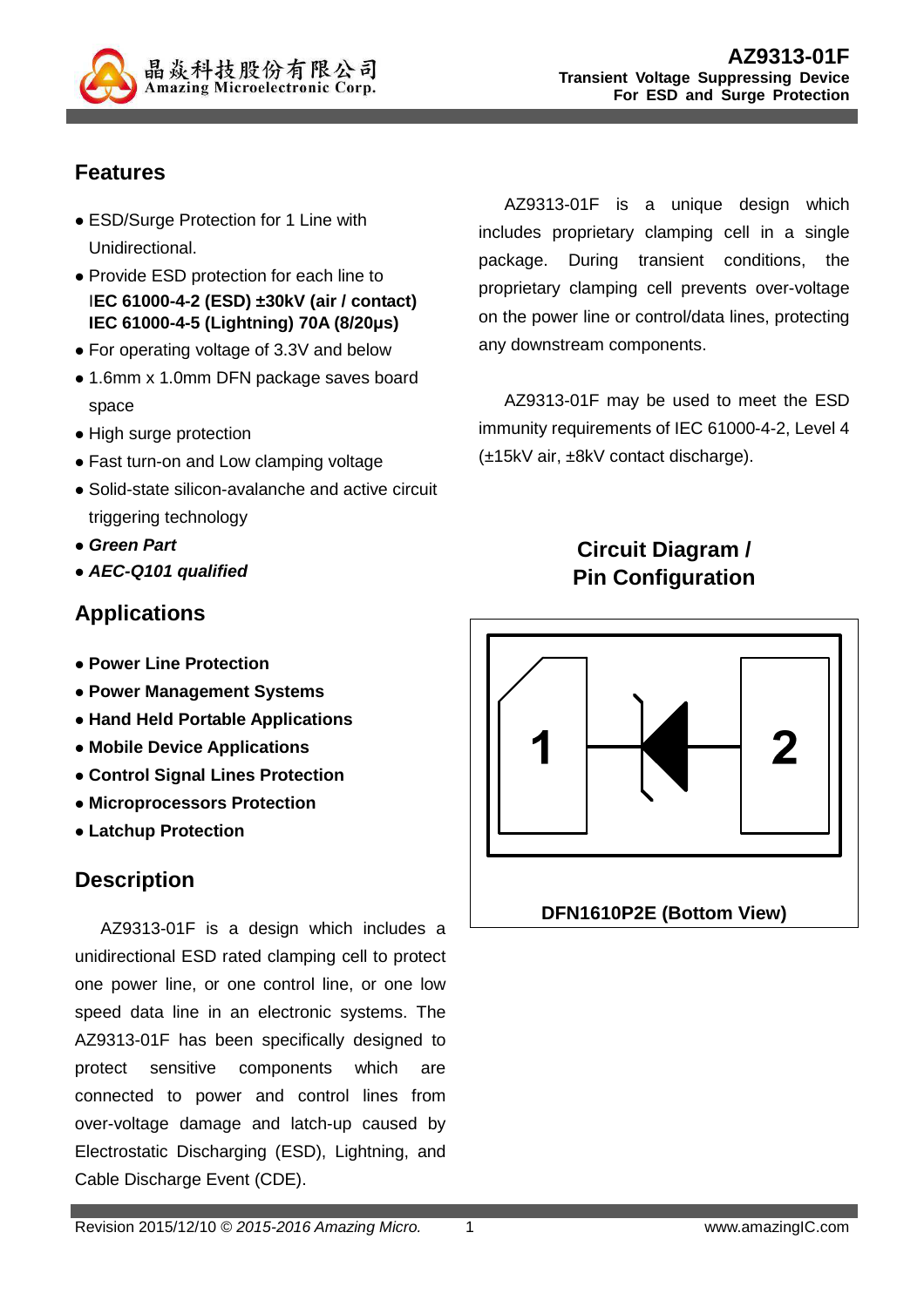# AZ9313-01F

**Transient Voltage Suppressing Device For ESD and Surge Protection**

## Features

- ESD/Surge Protection for 1 Line with Unidirectional.
- Provide ESD protection for each line to **IEC 61000-4-2 (ESD) ±30kV (air / contact)** **IEC 61000-4-5 (Lightning) 70A (8/20μs)**
- For operating voltage of 3.3V and below
- 1.6mm x 1.0mm DFN package saves board space
- High surge protection
- Fast turn-on and Low clamping voltage
- Solid-state silicon-avalanche and active circuit triggering technology
- ***Green Part***
- ***AEC-Q101 qualified***

## Applications

- **Power Line Protection**
- **Power Management Systems**
- **Hand Held Portable Applications**
- **Mobile Device Applications**
- **Control Signal Lines Protection**
- **Microprocessors Protection**
- **Latchup Protection**

## Description

AZ9313-01F is a design which includes a unidirectional ESD rated clamping cell to protect one power line, or one control line, or one low speed data line in an electronic systems. The AZ9313-01F has been specifically designed to protect sensitive components which are connected to power and control lines from over-voltage damage and latch-up caused by Electrostatic Discharging (ESD), Lightning, and Cable Discharge Event (CDE).

AZ9313-01F is a unique design which includes proprietary clamping cell in a single package. During transient conditions, the proprietary clamping cell prevents over-voltage on the power line or control/data lines, protecting any downstream components.

AZ9313-01F may be used to meet the ESD immunity requirements of IEC 61000-4-2, Level 4 (±15kV air, ±8kV contact discharge).

## Circuit Diagram / Pin Configuration

1 2

**DFN1610P2E (Bottom View)**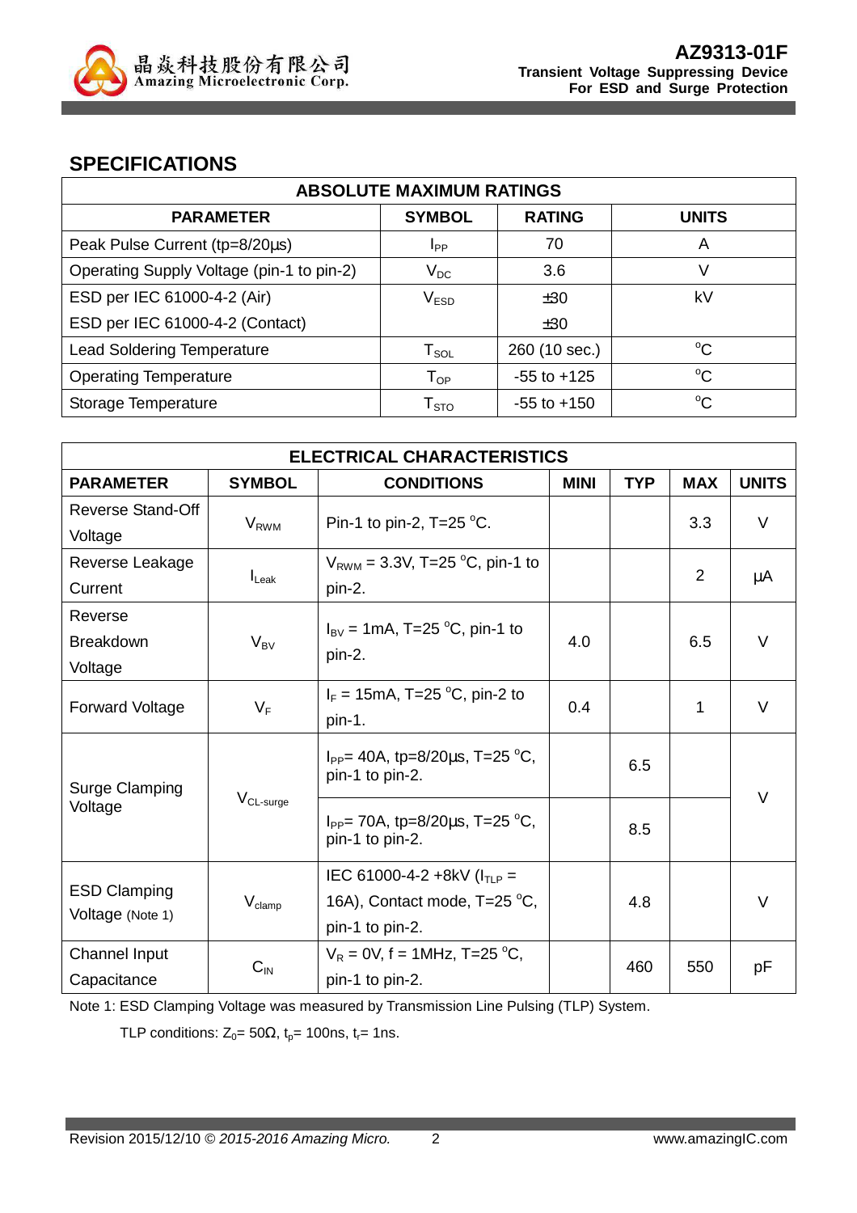## SPECIFICATIONS

| ABSOLUTE MAXIMUM RATINGS | | | |
|---|---|---|---|
| **PARAMETER** | **SYMBOL** | **RATING** | **UNITS** |
| Peak Pulse Current (tp=8/20μs) | $I_{PP}$ | 70 | A |
| Operating Supply Voltage (pin-1 to pin-2) | $V_{DC}$ | 3.6 | V |
| ESD per IEC 61000-4-2 (Air) | $V_{ESD}$ | ±30 | kV |
| ESD per IEC 61000-4-2 (Contact) | | ±30 | |
| Lead Soldering Temperature | $T_{SOL}$ | 260 (10 sec.) | °C |
| Operating Temperature | $T_{OP}$ | -55 to +125 | °C |
| Storage Temperature | $T_{STO}$ | -55 to +150 | °C |

| ELECTRICAL CHARACTERISTICS | | | | | | |
|---|---|---|---|---|---|---|
| **PARAMETER** | **SYMBOL** | **CONDITIONS** | **MINI** | **TYP** | **MAX** | **UNITS** |
| Reverse Stand-Off Voltage | $V_{RWM}$ | Pin-1 to pin-2, T=25 °C. | | | 3.3 | V |
| Reverse Leakage Current | $I_{Leak}$ | $V_{RWM}$ = 3.3V, T=25 °C, pin-1 to pin-2. | | | 2 | μA |
| Reverse Breakdown Voltage | $V_{BV}$ | $I_{BV}$ = 1mA, T=25 °C, pin-1 to pin-2. | 4.0 | | 6.5 | V |
| Forward Voltage | $V_F$ | $I_F$ = 15mA, T=25 °C, pin-2 to pin-1. | 0.4 | | 1 | V |
| Surge Clamping Voltage | $V_{CL\text{-}surge}$ | $I_{PP}$= 40A, tp=8/20μs, T=25 °C, pin-1 to pin-2. | | 6.5 | | V |
| | | $I_{PP}$= 70A, tp=8/20μs, T=25 °C, pin-1 to pin-2. | | 8.5 | | V |
| ESD Clamping Voltage (Note 1) | $V_{clamp}$ | IEC 61000-4-2 +8kV ($I_{TLP}$ = 16A), Contact mode, T=25 °C, pin-1 to pin-2. | | 4.8 | | V |
| Channel Input Capacitance | $C_{IN}$ | $V_R$ = 0V, f = 1MHz, T=25 °C, pin-1 to pin-2. | | 460 | 550 | pF |

Note 1: ESD Clamping Voltage was measured by Transmission Line Pulsing (TLP) System.

TLP conditions: $Z_0$= 50Ω, $t_p$= 100ns, $t_r$= 1ns.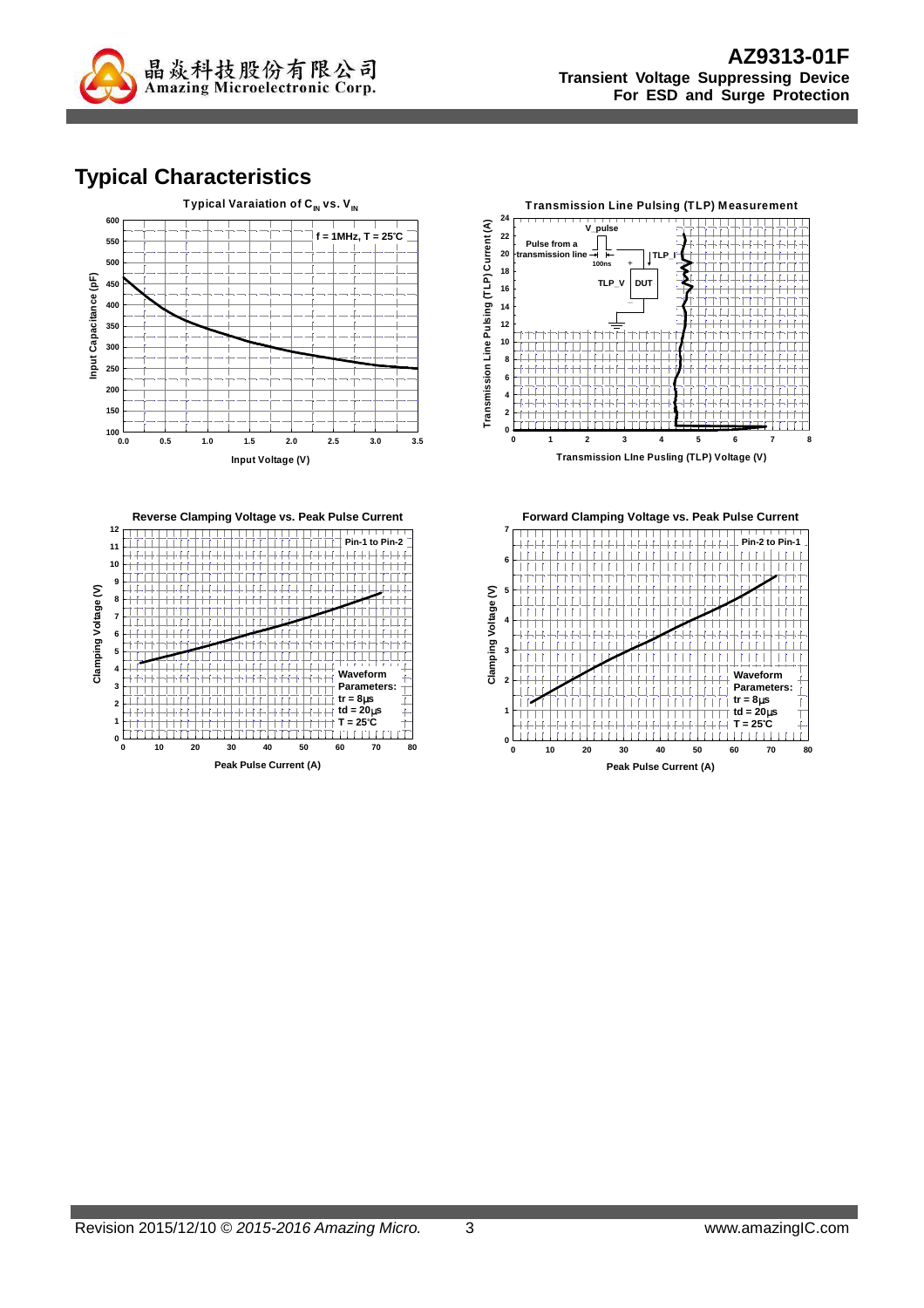## Typical Characteristics

Typical Varaiation of $C_{IN}$ vs. $V_{IN}$

f = 1MHz, T = 25°C

Input Capacitance (pF)

Input Voltage (V)

Transmission Line Pulsing (TLP) Measurement

Transmission Line Pulsing (TLP) Current (A)

Transmission LIne Pusling (TLP) Voltage (V)

Pulse from a transmission line

V_pulse

100ns

TLP_I

TLP_V

DUT

Reverse Clamping Voltage vs. Peak Pulse Current

Pin-1 to Pin-2

Waveform Parameters:
tr = 8μs
td = 20μs
T = 25°C

Clamping Voltage (V)

Peak Pulse Current (A)

Forward Clamping Voltage vs. Peak Pulse Current

Pin-2 to Pin-1

Waveform Parameters:
tr = 8μs
td = 20μs
T = 25°C

Clamping Voltage (V)

Peak Pulse Current (A)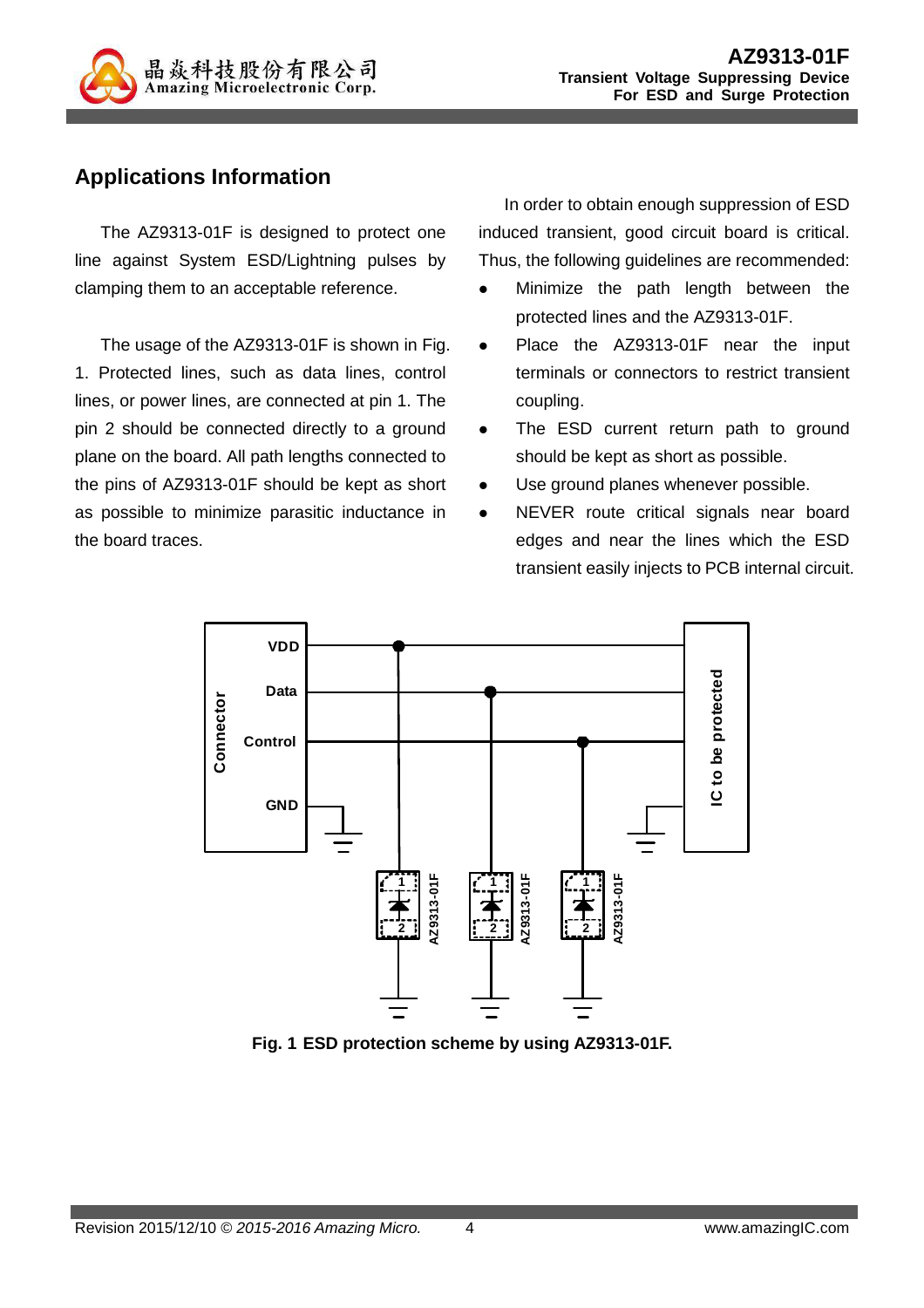## Applications Information

The AZ9313-01F is designed to protect one line against System ESD/Lightning pulses by clamping them to an acceptable reference.

The usage of the AZ9313-01F is shown in Fig. 1. Protected lines, such as data lines, control lines, or power lines, are connected at pin 1. The pin 2 should be connected directly to a ground plane on the board. All path lengths connected to the pins of AZ9313-01F should be kept as short as possible to minimize parasitic inductance in the board traces.

In order to obtain enough suppression of ESD induced transient, good circuit board is critical. Thus, the following guidelines are recommended:

- Minimize the path length between the protected lines and the AZ9313-01F.
- Place the AZ9313-01F near the input terminals or connectors to restrict transient coupling.
- The ESD current return path to ground should be kept as short as possible.
- Use ground planes whenever possible.
- NEVER route critical signals near board edges and near the lines which the ESD transient easily injects to PCB internal circuit.

**Fig. 1 ESD protection scheme by using AZ9313-01F.**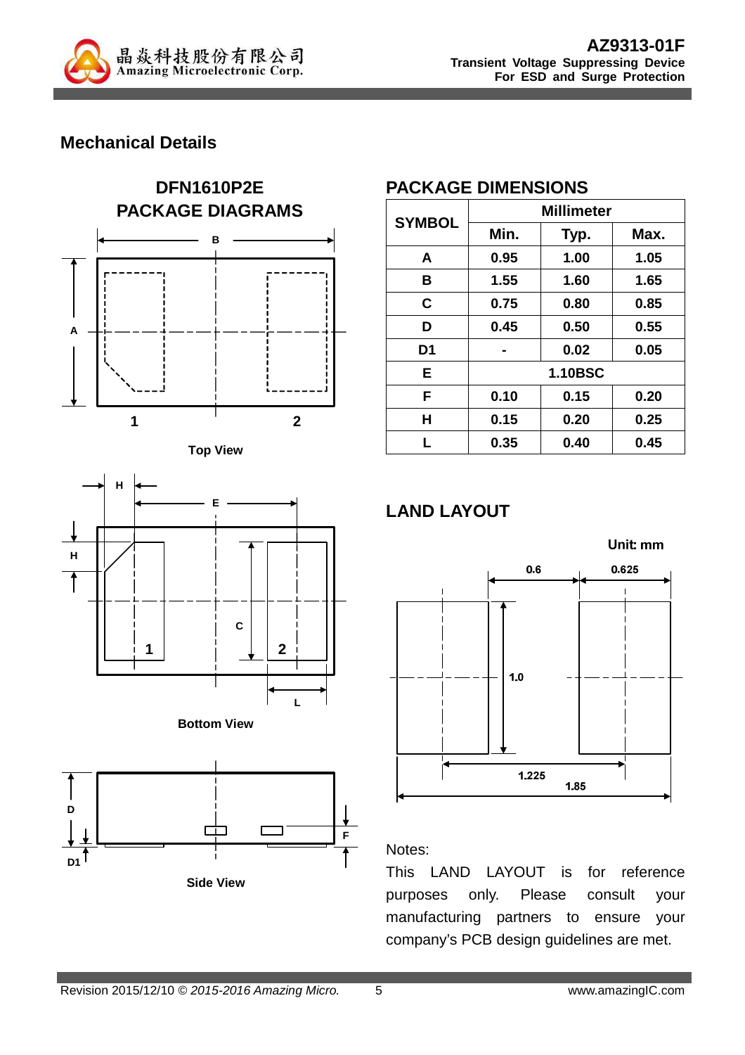## Mechanical Details

### DFN1610P2E PACKAGE DIAGRAMS

Top View

Bottom View

Side View

### PACKAGE DIMENSIONS

| SYMBOL | Millimeter | | |
|---|---|---|---|
| | Min. | Typ. | Max. |
| A | 0.95 | 1.00 | 1.05 |
| B | 1.55 | 1.60 | 1.65 |
| C | 0.75 | 0.80 | 0.85 |
| D | 0.45 | 0.50 | 0.55 |
| D1 | - | 0.02 | 0.05 |
| E | 1.10BSC | | |
| F | 0.10 | 0.15 | 0.20 |
| H | 0.15 | 0.20 | 0.25 |
| L | 0.35 | 0.40 | 0.45 |

### LAND LAYOUT

Unit: mm

Notes:

This LAND LAYOUT is for reference purposes only. Please consult your manufacturing partners to ensure your company's PCB design guidelines are met.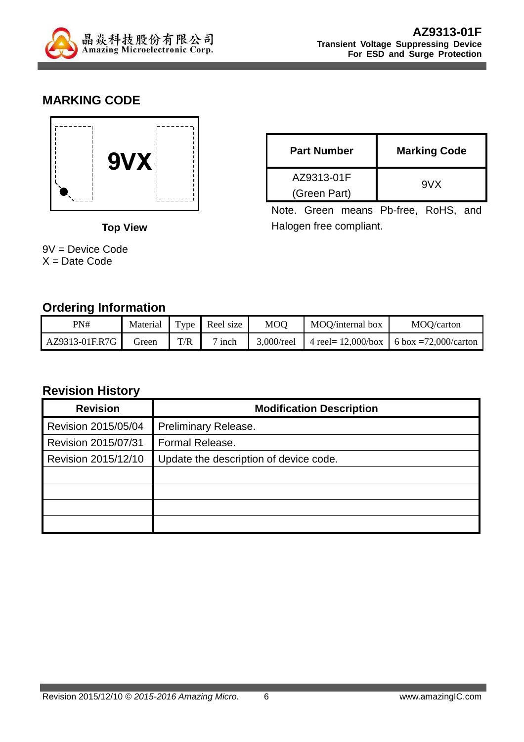## MARKING CODE

9VX

**Top View**

9V = Device Code
X = Date Code

| Part Number | Marking Code |
|---|---|
| AZ9313-01F (Green Part) | 9VX |

Note. Green means Pb-free, RoHS, and Halogen free compliant.

## Ordering Information

| PN# | Material | Type | Reel size | MOQ | MOQ/internal box | MOQ/carton |
|---|---|---|---|---|---|---|
| AZ9313-01F.R7G | Green | T/R | 7 inch | 3,000/reel | 4 reel= 12,000/box | 6 box =72,000/carton |

## Revision History

| Revision | Modification Description |
|---|---|
| Revision 2015/05/04 | Preliminary Release. |
| Revision 2015/07/31 | Formal Release. |
| Revision 2015/12/10 | Update the description of device code. |
| | |
| | |
| | |
| | |